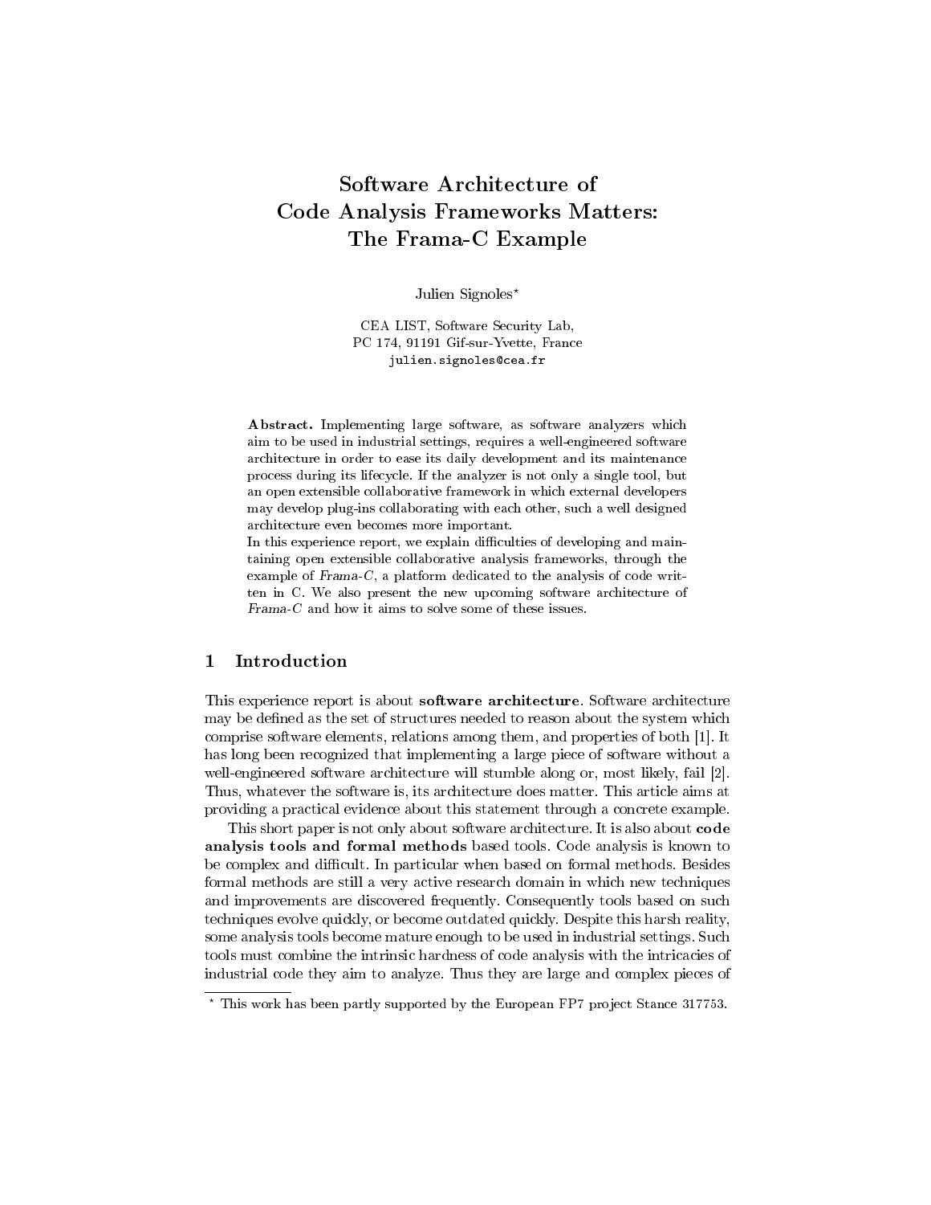# Software Architecture of Code Analysis Frameworks Matters: The Frama-C Example

Julien Signoles*

CEA LIST, Software Security Lab,
PC 174, 91191 Gif-sur-Yvette, France
julien.signoles@cea.fr

**Abstract.** Implementing large software, as software analyzers which aim to be used in industrial settings, requires a well-engineered software architecture in order to ease its daily development and its maintenance process during its lifecycle. If the analyzer is not only a single tool, but an open extensible collaborative framework in which external developers may develop plug-ins collaborating with each other, such a well designed architecture even becomes more important.

In this experience report, we explain difficulties of developing and maintaining open extensible collaborative analysis frameworks, through the example of *Frama-C*, a platform dedicated to the analysis of code written in C. We also present the new upcoming software architecture of *Frama-C* and how it aims to solve some of these issues.

## 1 Introduction

This experience report is about **software architecture**. Software architecture may be defined as the set of structures needed to reason about the system which comprise software elements, relations among them, and properties of both [1]. It has long been recognized that implementing a large piece of software without a well-engineered software architecture will stumble along or, most likely, fail [2]. Thus, whatever the software is, its architecture does matter. This article aims at providing a practical evidence about this statement through a concrete example.

This short paper is not only about software architecture. It is also about **code analysis tools and formal methods** based tools. Code analysis is known to be complex and difficult. In particular when based on formal methods. Besides formal methods are still a very active research domain in which new techniques and improvements are discovered frequently. Consequently tools based on such techniques evolve quickly, or become outdated quickly. Despite this harsh reality, some analysis tools become mature enough to be used in industrial settings. Such tools must combine the intrinsic hardness of code analysis with the intricacies of industrial code they aim to analyze. Thus they are large and complex pieces of

---

* This work has been partly supported by the European FP7 project Stance 317753.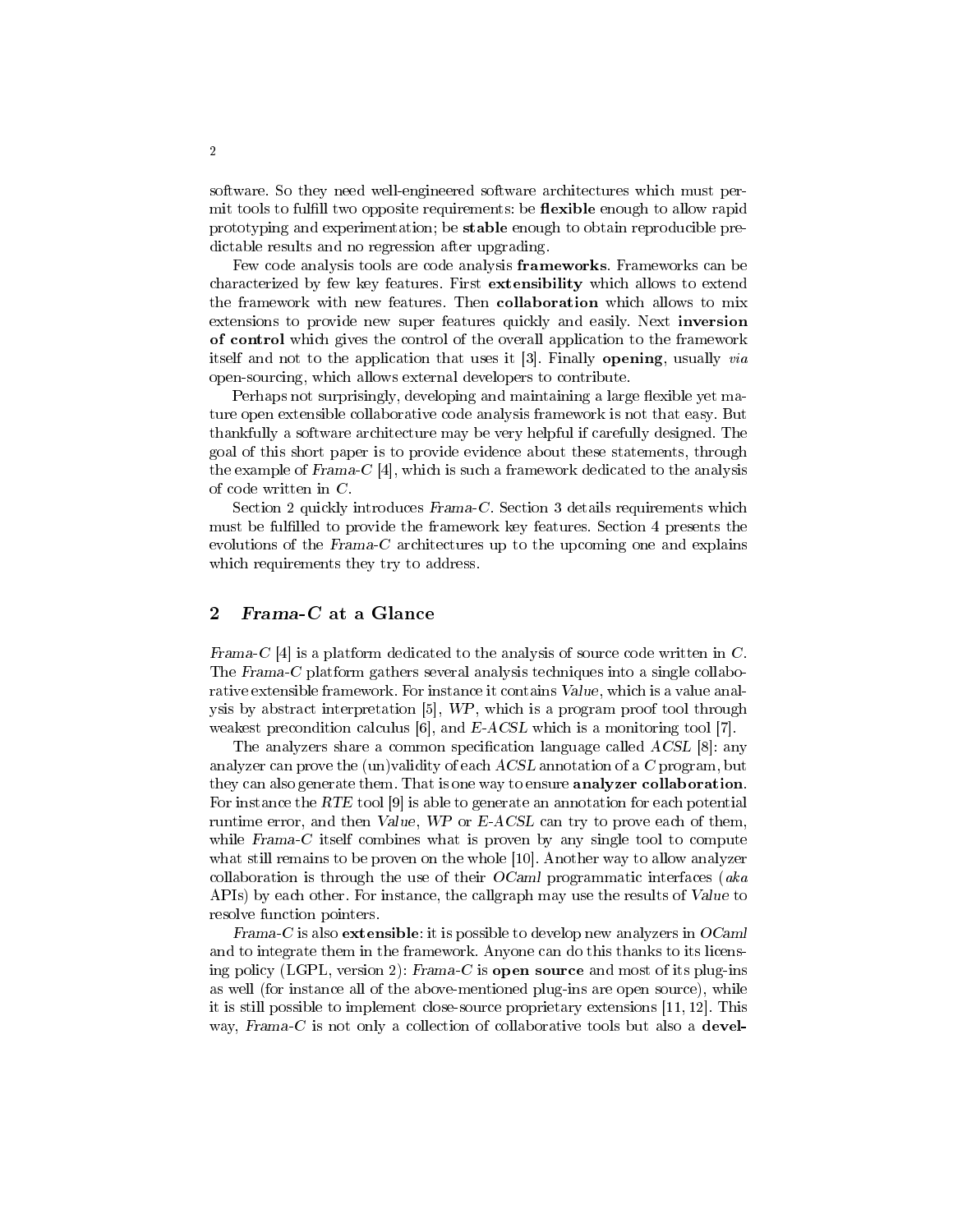software. So they need well-engineered software architectures which must permit tools to fulfill two opposite requirements: be **flexible** enough to allow rapid prototyping and experimentation; be **stable** enough to obtain reproducible predictable results and no regression after upgrading.

Few code analysis tools are code analysis **frameworks**. Frameworks can be characterized by few key features. First **extensibility** which allows to extend the framework with new features. Then **collaboration** which allows to mix extensions to provide new super features quickly and easily. Next **inversion of control** which gives the control of the overall application to the framework itself and not to the application that uses it [3]. Finally **opening**, usually *via* open-sourcing, which allows external developers to contribute.

Perhaps not surprisingly, developing and maintaining a large flexible yet mature open extensible collaborative code analysis framework is not that easy. But thankfully a software architecture may be very helpful if carefully designed. The goal of this short paper is to provide evidence about these statements, through the example of *Frama-C* [4], which is such a framework dedicated to the analysis of code written in *C*.

Section 2 quickly introduces *Frama-C*. Section 3 details requirements which must be fulfilled to provide the framework key features. Section 4 presents the evolutions of the *Frama-C* architectures up to the upcoming one and explains which requirements they try to address.

## 2 *Frama-C* at a Glance

*Frama-C* [4] is a platform dedicated to the analysis of source code written in *C*. The *Frama-C* platform gathers several analysis techniques into a single collaborative extensible framework. For instance it contains *Value*, which is a value analysis by abstract interpretation [5], *WP*, which is a program proof tool through weakest precondition calculus [6], and *E-ACSL* which is a monitoring tool [7].

The analyzers share a common specification language called *ACSL* [8]: any analyzer can prove the (un)validity of each *ACSL* annotation of a *C* program, but they can also generate them. That is one way to ensure **analyzer collaboration**. For instance the *RTE* tool [9] is able to generate an annotation for each potential runtime error, and then *Value*, *WP* or *E-ACSL* can try to prove each of them, while *Frama-C* itself combines what is proven by any single tool to compute what still remains to be proven on the whole [10]. Another way to allow analyzer collaboration is through the use of their *OCaml* programmatic interfaces (*aka* APIs) by each other. For instance, the callgraph may use the results of *Value* to resolve function pointers.

*Frama-C* is also **extensible**: it is possible to develop new analyzers in *OCaml* and to integrate them in the framework. Anyone can do this thanks to its licensing policy (LGPL, version 2): *Frama-C* is **open source** and most of its plug-ins as well (for instance all of the above-mentioned plug-ins are open source), while it is still possible to implement close-source proprietary extensions [11, 12]. This way, *Frama-C* is not only a collection of collaborative tools but also a **devel-**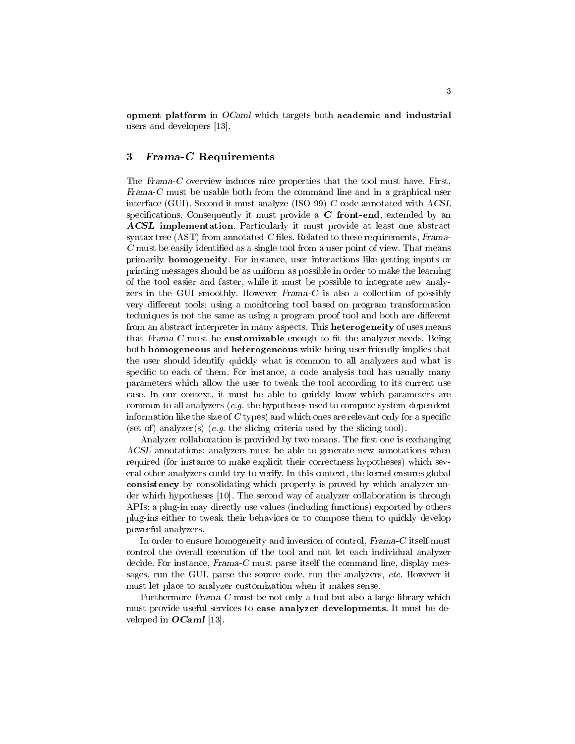**opment platform** in *OCaml* which targets both **academic and industrial** users and developers [13].

## 3 *Frama-C* Requirements

The *Frama-C* overview induces nice properties that the tool must have. First, *Frama-C* must be usable both from the command line and in a graphical user interface (GUI). Second it must analyze (ISO 99) *C* code annotated with *ACSL* specifications. Consequently it must provide a ***C* front-end**, extended by an ***ACSL* implementation**. Particularly it must provide at least one abstract syntax tree (AST) from annotated *C* files. Related to these requirements, *Frama-C* must be easily identified as a single tool from a user point of view. That means primarily **homogeneity**. For instance, user interactions like getting inputs or printing messages should be as uniform as possible in order to make the learning of the tool easier and faster, while it must be possible to integrate new analyzers in the GUI smoothly. However *Frama-C* is also a collection of possibly very different tools: using a monitoring tool based on program transformation techniques is not the same as using a program proof tool and both are different from an abstract interpreter in many aspects. This **heterogeneity** of uses means that *Frama-C* must be **customizable** enough to fit the analyzer needs. Being both **homogeneous** and **heterogeneous** while being user friendly implies that the user should identify quickly what is common to all analyzers and what is specific to each of them. For instance, a code analysis tool has usually many parameters which allow the user to tweak the tool according to its current use case. In our context, it must be able to quickly know which parameters are common to all analyzers (*e.g.* the hypotheses used to compute system-dependent information like the size of *C* types) and which ones are relevant only for a specific (set of) analyzer(s) (*e.g.* the slicing criteria used by the slicing tool).

Analyzer collaboration is provided by two means. The first one is exchanging *ACSL* annotations: analyzers must be able to generate new annotations when required (for instance to make explicit their correctness hypotheses) which several other analyzers could try to verify. In this context, the kernel ensures global **consistency** by consolidating which property is proved by which analyzer under which hypotheses [10]. The second way of analyzer collaboration is through APIs: a plug-in may directly use values (including functions) exported by others plug-ins either to tweak their behaviors or to compose them to quickly develop powerful analyzers.

In order to ensure homogeneity and inversion of control, *Frama-C* itself must control the overall execution of the tool and not let each individual analyzer decide. For instance, *Frama-C* must parse itself the command line, display messages, run the GUI, parse the source code, run the analyzers, *etc.* However it must let place to analyzer customization when it makes sense.

Furthermore *Frama-C* must be not only a tool but also a large library which must provide useful services to **ease analyzer developments**. It must be developed in ***OCaml*** [13].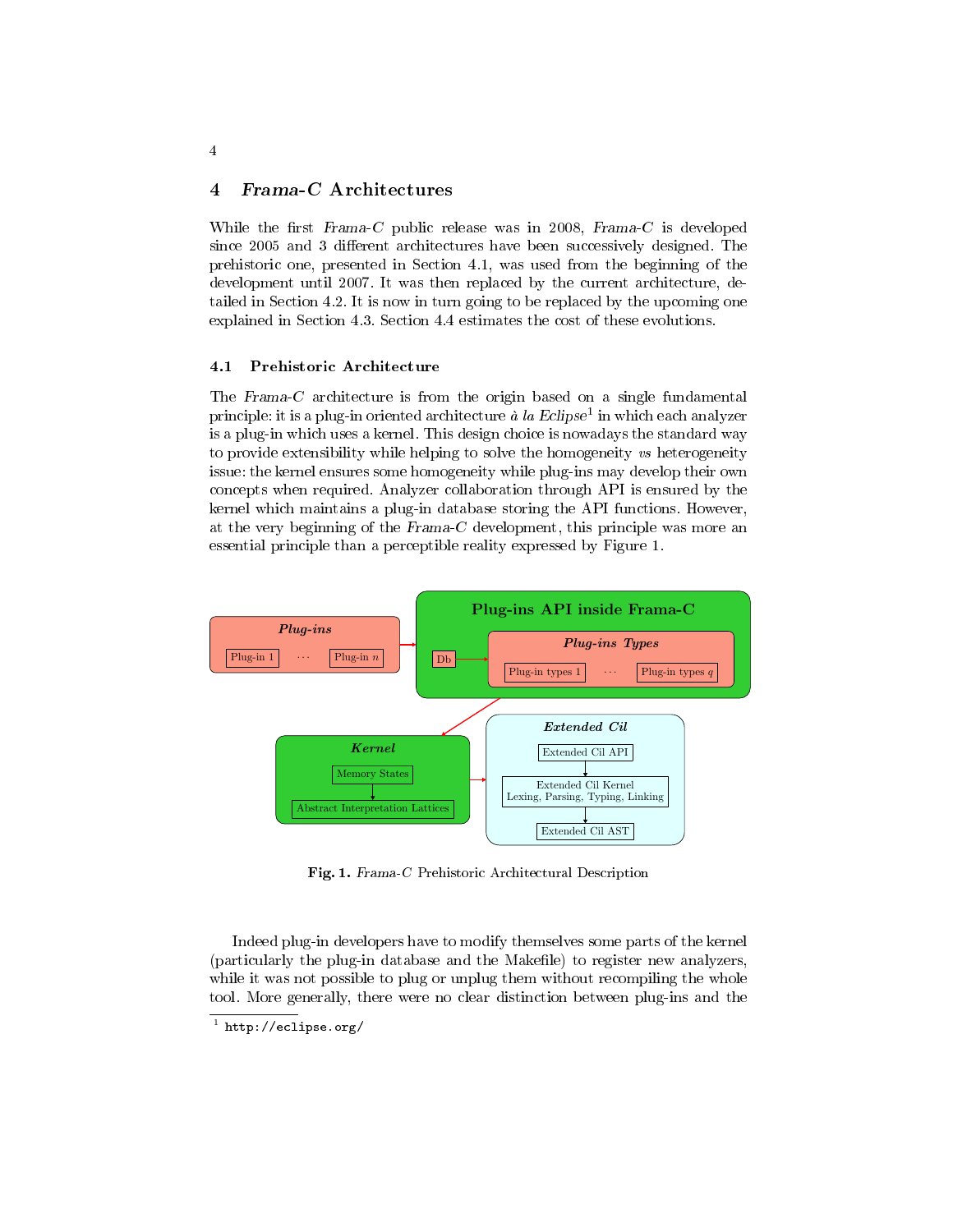## 4 *Frama-C* Architectures

While the first *Frama-C* public release was in 2008, *Frama-C* is developed since 2005 and 3 different architectures have been successively designed. The prehistoric one, presented in Section 4.1, was used from the beginning of the development until 2007. It was then replaced by the current architecture, detailed in Section 4.2. It is now in turn going to be replaced by the upcoming one explained in Section 4.3. Section 4.4 estimates the cost of these evolutions.

### 4.1 Prehistoric Architecture

The *Frama-C* architecture is from the origin based on a single fundamental principle: it is a plug-in oriented architecture *à la Eclipse*[1] in which each analyzer is a plug-in which uses a kernel. This design choice is nowadays the standard way to provide extensibility while helping to solve the homogeneity *vs* heterogeneity issue: the kernel ensures some homogeneity while plug-ins may develop their own concepts when required. Analyzer collaboration through API is ensured by the kernel which maintains a plug-in database storing the API functions. However, at the very beginning of the *Frama-C* development, this principle was more an essential principle than a perceptible reality expressed by Figure 1.

**Fig. 1.** *Frama-C* Prehistoric Architectural Description

Indeed plug-in developers have to modify themselves some parts of the kernel (particularly the plug-in database and the Makefile) to register new analyzers, while it was not possible to plug or unplug them without recompiling the whole tool. More generally, there were no clear distinction between plug-ins and the

[1] http://eclipse.org/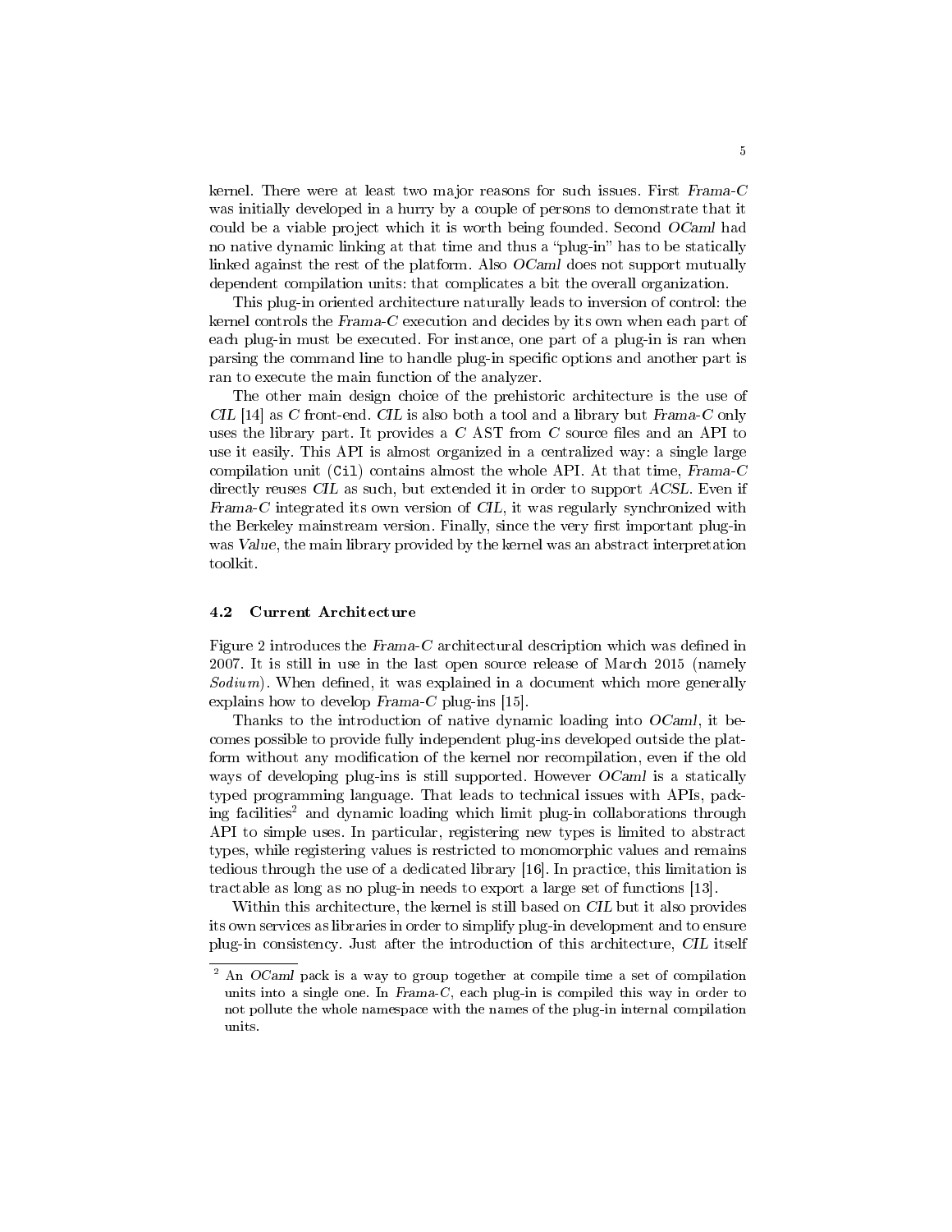kernel. There were at least two major reasons for such issues. First *Frama-C* was initially developed in a hurry by a couple of persons to demonstrate that it could be a viable project which it is worth being founded. Second *OCaml* had no native dynamic linking at that time and thus a "plug-in" has to be statically linked against the rest of the platform. Also *OCaml* does not support mutually dependent compilation units: that complicates a bit the overall organization.

This plug-in oriented architecture naturally leads to inversion of control: the kernel controls the *Frama-C* execution and decides by its own when each part of each plug-in must be executed. For instance, one part of a plug-in is ran when parsing the command line to handle plug-in specific options and another part is ran to execute the main function of the analyzer.

The other main design choice of the prehistoric architecture is the use of *CIL* [14] as *C* front-end. *CIL* is also both a tool and a library but *Frama-C* only uses the library part. It provides a *C* AST from *C* source files and an API to use it easily. This API is almost organized in a centralized way: a single large compilation unit (`Cil`) contains almost the whole API. At that time, *Frama-C* directly reuses *CIL* as such, but extended it in order to support *ACSL*. Even if *Frama-C* integrated its own version of *CIL*, it was regularly synchronized with the Berkeley mainstream version. Finally, since the very first important plug-in was *Value*, the main library provided by the kernel was an abstract interpretation toolkit.

### 4.2 Current Architecture

Figure 2 introduces the *Frama-C* architectural description which was defined in 2007. It is still in use in the last open source release of March 2015 (namely *Sodium*). When defined, it was explained in a document which more generally explains how to develop *Frama-C* plug-ins [15].

Thanks to the introduction of native dynamic loading into *OCaml*, it becomes possible to provide fully independent plug-ins developed outside the platform without any modification of the kernel nor recompilation, even if the old ways of developing plug-ins is still supported. However *OCaml* is a statically typed programming language. That leads to technical issues with APIs, packing facilities[2] and dynamic loading which limit plug-in collaborations through API to simple uses. In particular, registering new types is limited to abstract types, while registering values is restricted to monomorphic values and remains tedious through the use of a dedicated library [16]. In practice, this limitation is tractable as long as no plug-in needs to export a large set of functions [13].

Within this architecture, the kernel is still based on *CIL* but it also provides its own services as libraries in order to simplify plug-in development and to ensure plug-in consistency. Just after the introduction of this architecture, *CIL* itself

[2] An *OCaml* pack is a way to group together at compile time a set of compilation units into a single one. In *Frama-C*, each plug-in is compiled this way in order to not pollute the whole namespace with the names of the plug-in internal compilation units.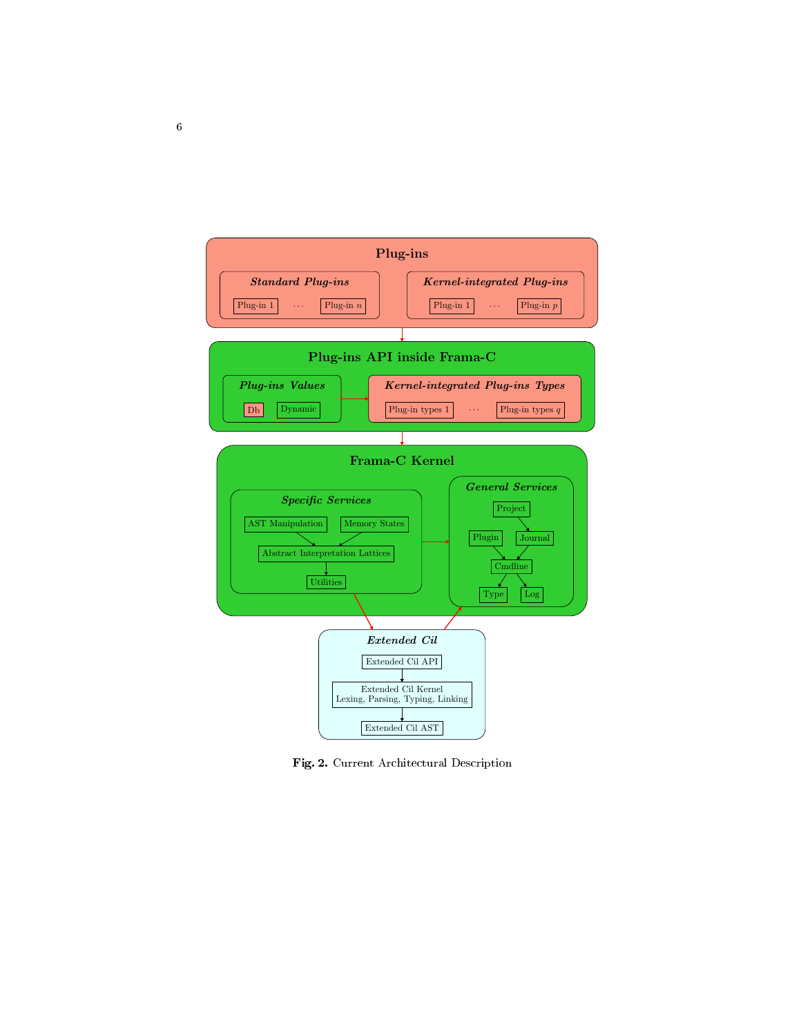Plug-ins

*Standard Plug-ins*

Plug-in 1 ... Plug-in $n$

*Kernel-integrated Plug-ins*

Plug-in 1 ... Plug-in $p$

Plug-ins API inside Frama-C

*Plug-ins Values*

Db Dynamic

*Kernel-integrated Plug-ins Types*

Plug-in types 1 ... Plug-in types $q$

Frama-C Kernel

*Specific Services*

AST Manipulation Memory States

Abstract Interpretation Lattices

Utilities

*General Services*

Project

Plugin Journal

Cmdline

Type Log

*Extended Cil*

Extended Cil API

Extended Cil Kernel
Lexing, Parsing, Typing, Linking

Extended Cil AST

**Fig. 2.** Current Architectural Description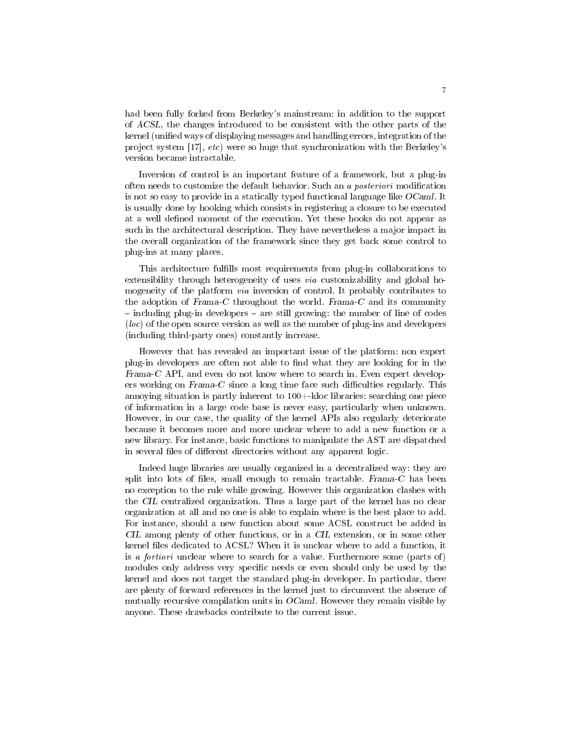had been fully forked from Berkeley's mainstream: in addition to the support of *ACSL*, the changes introduced to be consistent with the other parts of the kernel (unified ways of displaying messages and handling errors, integration of the project system [17], *etc*) were so huge that synchronization with the Berkeley's version became intractable.

Inversion of control is an important feature of a framework, but a plug-in often needs to customize the default behavior. Such an *a posteriori* modification is not so easy to provide in a statically typed functional language like *OCaml*. It is usually done by hooking which consists in registering a closure to be executed at a well defined moment of the execution. Yet these hooks do not appear as such in the architectural description. They have nevertheless a major impact in the overall organization of the framework since they get back some control to plug-ins at many places.

This architecture fulfills most requirements from plug-in collaborations to extensibility through heterogeneity of uses *via* customizability and global homogeneity of the platform *via* inversion of control. It probably contributes to the adoption of *Frama-C* throughout the world. *Frama-C* and its community – including plug-in developers – are still growing: the number of line of codes (*loc*) of the open source version as well as the number of plug-ins and developers (including third-party ones) constantly increase.

However that has revealed an important issue of the platform: non expert plug-in developers are often not able to find what they are looking for in the *Frama-C* API, and even do not know where to search in. Even expert developers working on *Frama-C* since a long time face such difficulties regularly. This annoying situation is partly inherent to 100+-kloc libraries: searching one piece of information in a large code base is never easy, particularly when unknown. However, in our case, the quality of the kernel APIs also regularly deteriorate because it becomes more and more unclear where to add a new function or a new library. For instance, basic functions to manipulate the AST are dispatched in several files of different directories without any apparent logic.

Indeed huge libraries are usually organized in a decentralized way: they are split into lots of files, small enough to remain tractable. *Frama-C* has been no exception to the rule while growing. However this organization clashes with the *CIL* centralized organization. Thus a large part of the kernel has no clear organization at all and no one is able to explain where is the best place to add. For instance, should a new function about some ACSL construct be added in *CIL* among plenty of other functions, or in a *CIL* extension, or in some other kernel files dedicated to ACSL? When it is unclear where to add a function, it is *a fortiori* unclear where to search for a value. Furthermore some (parts of) modules only address very specific needs or even should only be used by the kernel and does not target the standard plug-in developer. In particular, there are plenty of forward references in the kernel just to circumvent the absence of mutually recursive compilation units in *OCaml*. However they remain visible by anyone. These drawbacks contribute to the current issue.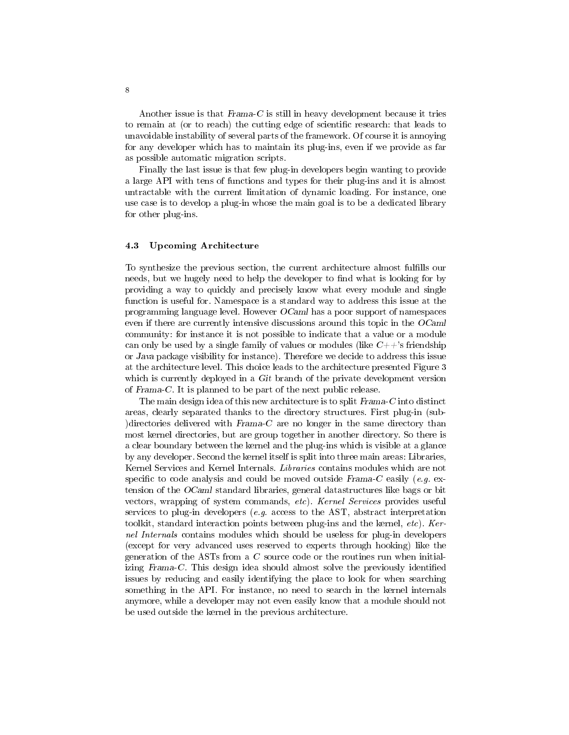Another issue is that *Frama-C* is still in heavy development because it tries to remain at (or to reach) the cutting edge of scientific research: that leads to unavoidable instability of several parts of the framework. Of course it is annoying for any developer which has to maintain its plug-ins, even if we provide as far as possible automatic migration scripts.

Finally the last issue is that few plug-in developers begin wanting to provide a large API with tens of functions and types for their plug-ins and it is almost untractable with the current limitation of dynamic loading. For instance, one use case is to develop a plug-in whose the main goal is to be a dedicated library for other plug-ins.

### 4.3 Upcoming Architecture

To synthesize the previous section, the current architecture almost fulfills our needs, but we hugely need to help the developer to find what is looking for by providing a way to quickly and precisely know what every module and single function is useful for. Namespace is a standard way to address this issue at the programming language level. However *OCaml* has a poor support of namespaces even if there are currently intensive discussions around this topic in the *OCaml* community: for instance it is not possible to indicate that a value or a module can only be used by a single family of values or modules (like *C++*'s friendship or *Java* package visibility for instance). Therefore we decide to address this issue at the architecture level. This choice leads to the architecture presented Figure 3 which is currently deployed in a *Git* branch of the private development version of *Frama-C*. It is planned to be part of the next public release.

The main design idea of this new architecture is to split *Frama-C* into distinct areas, clearly separated thanks to the directory structures. First plug-in (sub-)directories delivered with *Frama-C* are no longer in the same directory than most kernel directories, but are group together in another directory. So there is a clear boundary between the kernel and the plug-ins which is visible at a glance by any developer. Second the kernel itself is split into three main areas: Libraries, Kernel Services and Kernel Internals. *Libraries* contains modules which are not specific to code analysis and could be moved outside *Frama-C* easily (*e.g.* extension of the *OCaml* standard libraries, general datastructures like bags or bit vectors, wrapping of system commands, *etc*). *Kernel Services* provides useful services to plug-in developers (*e.g.* access to the AST, abstract interpretation toolkit, standard interaction points between plug-ins and the kernel, *etc*). *Kernel Internals* contains modules which should be useless for plug-in developers (except for very advanced uses reserved to experts through hooking) like the generation of the ASTs from a *C* source code or the routines run when initializing *Frama-C*. This design idea should almost solve the previously identified issues by reducing and easily identifying the place to look for when searching something in the API. For instance, no need to search in the kernel internals anymore, while a developer may not even easily know that a module should not be used outside the kernel in the previous architecture.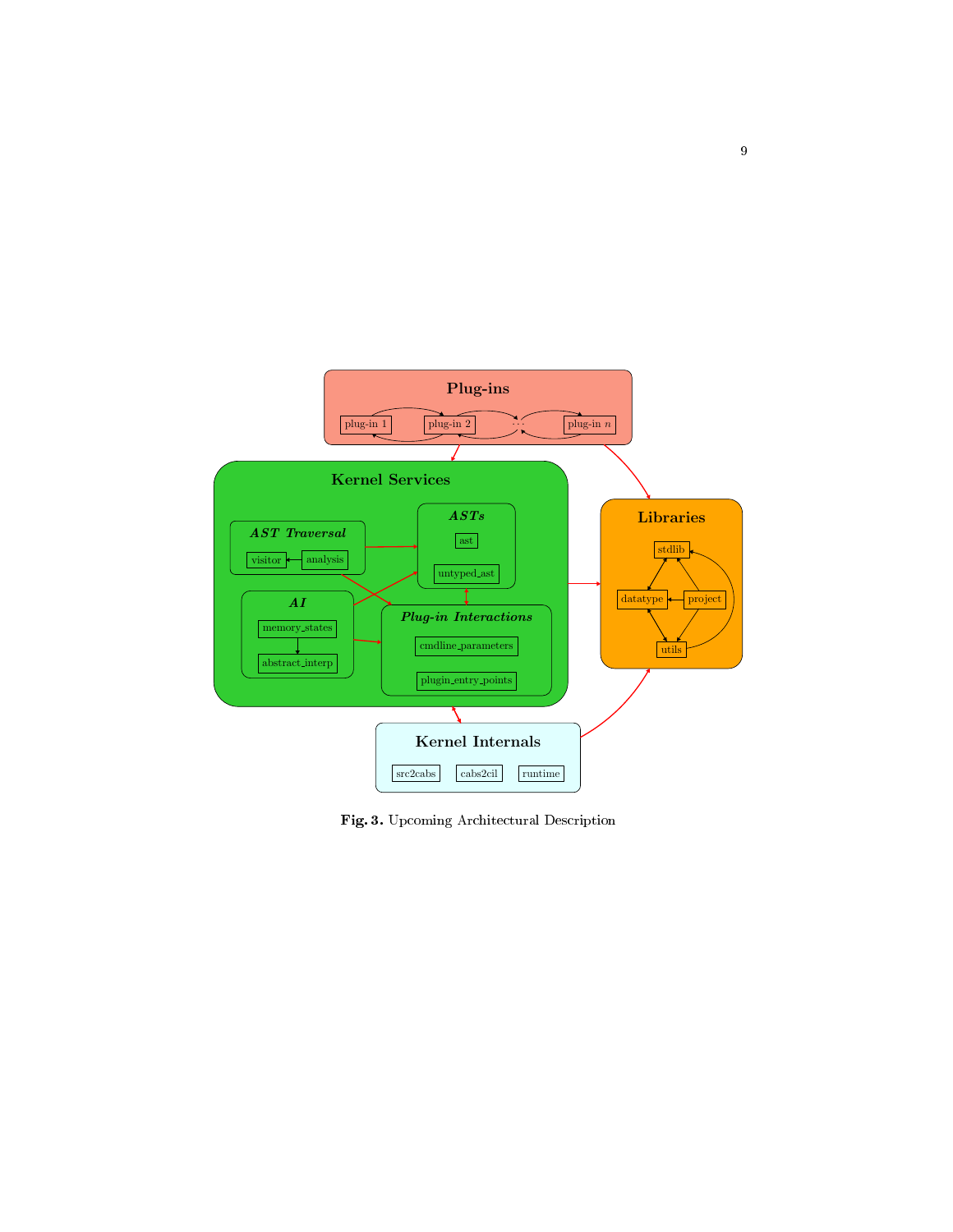**Fig. 3.** Upcoming Architectural Description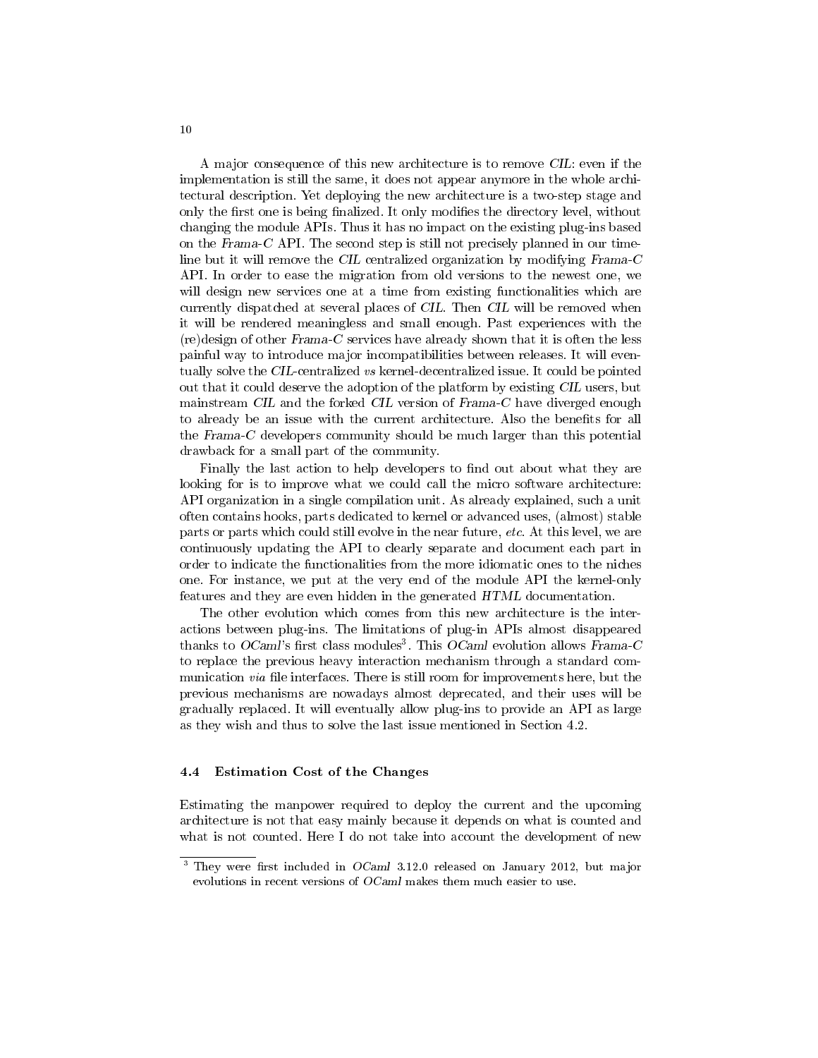A major consequence of this new architecture is to remove *CIL*: even if the implementation is still the same, it does not appear anymore in the whole architectural description. Yet deploying the new architecture is a two-step stage and only the first one is being finalized. It only modifies the directory level, without changing the module APIs. Thus it has no impact on the existing plug-ins based on the *Frama-C* API. The second step is still not precisely planned in our timeline but it will remove the *CIL* centralized organization by modifying *Frama-C* API. In order to ease the migration from old versions to the newest one, we will design new services one at a time from existing functionalities which are currently dispatched at several places of *CIL*. Then *CIL* will be removed when it will be rendered meaningless and small enough. Past experiences with the (re)design of other *Frama-C* services have already shown that it is often the less painful way to introduce major incompatibilities between releases. It will eventually solve the *CIL*-centralized *vs* kernel-decentralized issue. It could be pointed out that it could deserve the adoption of the platform by existing *CIL* users, but mainstream *CIL* and the forked *CIL* version of *Frama-C* have diverged enough to already be an issue with the current architecture. Also the benefits for all the *Frama-C* developers community should be much larger than this potential drawback for a small part of the community.

Finally the last action to help developers to find out about what they are looking for is to improve what we could call the micro software architecture: API organization in a single compilation unit. As already explained, such a unit often contains hooks, parts dedicated to kernel or advanced uses, (almost) stable parts or parts which could still evolve in the near future, *etc*. At this level, we are continuously updating the API to clearly separate and document each part in order to indicate the functionalities from the more idiomatic ones to the niches one. For instance, we put at the very end of the module API the kernel-only features and they are even hidden in the generated *HTML* documentation.

The other evolution which comes from this new architecture is the interactions between plug-ins. The limitations of plug-in APIs almost disappeared thanks to *OCaml*'s first class modules[3]. This *OCaml* evolution allows *Frama-C* to replace the previous heavy interaction mechanism through a standard communication *via* file interfaces. There is still room for improvements here, but the previous mechanisms are nowadays almost deprecated, and their uses will be gradually replaced. It will eventually allow plug-ins to provide an API as large as they wish and thus to solve the last issue mentioned in Section 4.2.

### 4.4 Estimation Cost of the Changes

Estimating the manpower required to deploy the current and the upcoming architecture is not that easy mainly because it depends on what is counted and what is not counted. Here I do not take into account the development of new

[3] They were first included in *OCaml* 3.12.0 released on January 2012, but major evolutions in recent versions of *OCaml* makes them much easier to use.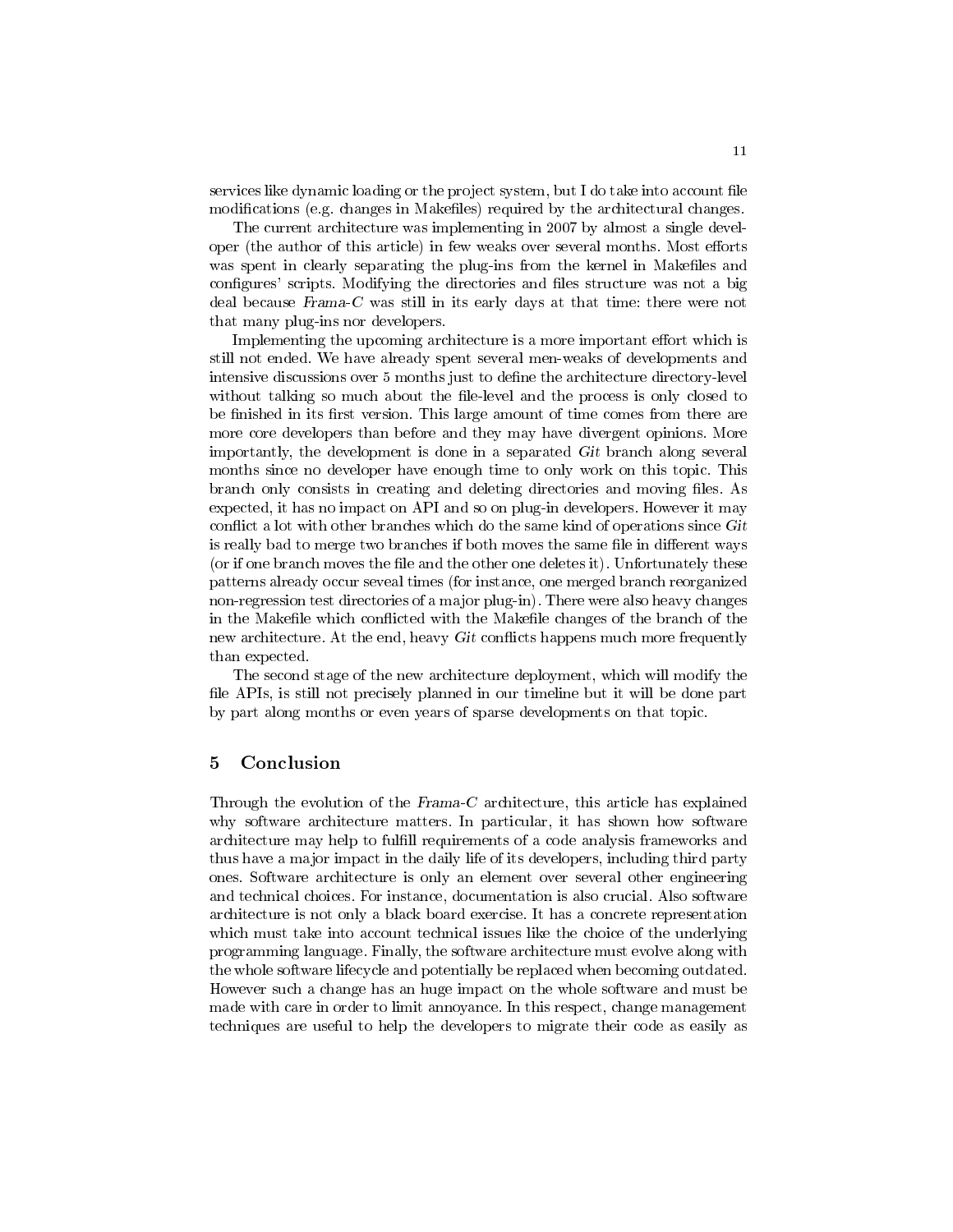services like dynamic loading or the project system, but I do take into account file modifications (e.g. changes in Makefiles) required by the architectural changes.

The current architecture was implementing in 2007 by almost a single developer (the author of this article) in few weaks over several months. Most efforts was spent in clearly separating the plug-ins from the kernel in Makefiles and configures' scripts. Modifying the directories and files structure was not a big deal because *Frama-C* was still in its early days at that time: there were not that many plug-ins nor developers.

Implementing the upcoming architecture is a more important effort which is still not ended. We have already spent several men-weaks of developments and intensive discussions over 5 months just to define the architecture directory-level without talking so much about the file-level and the process is only closed to be finished in its first version. This large amount of time comes from there are more core developers than before and they may have divergent opinions. More importantly, the development is done in a separated *Git* branch along several months since no developer have enough time to only work on this topic. This branch only consists in creating and deleting directories and moving files. As expected, it has no impact on API and so on plug-in developers. However it may conflict a lot with other branches which do the same kind of operations since *Git* is really bad to merge two branches if both moves the same file in different ways (or if one branch moves the file and the other one deletes it). Unfortunately these patterns already occur seveal times (for instance, one merged branch reorganized non-regression test directories of a major plug-in). There were also heavy changes in the Makefile which conflicted with the Makefile changes of the branch of the new architecture. At the end, heavy *Git* conflicts happens much more frequently than expected.

The second stage of the new architecture deployment, which will modify the file APIs, is still not precisely planned in our timeline but it will be done part by part along months or even years of sparse developments on that topic.

## 5 Conclusion

Through the evolution of the *Frama-C* architecture, this article has explained why software architecture matters. In particular, it has shown how software architecture may help to fulfill requirements of a code analysis frameworks and thus have a major impact in the daily life of its developers, including third party ones. Software architecture is only an element over several other engineering and technical choices. For instance, documentation is also crucial. Also software architecture is not only a black board exercise. It has a concrete representation which must take into account technical issues like the choice of the underlying programming language. Finally, the software architecture must evolve along with the whole software lifecycle and potentially be replaced when becoming outdated. However such a change has an huge impact on the whole software and must be made with care in order to limit annoyance. In this respect, change management techniques are useful to help the developers to migrate their code as easily as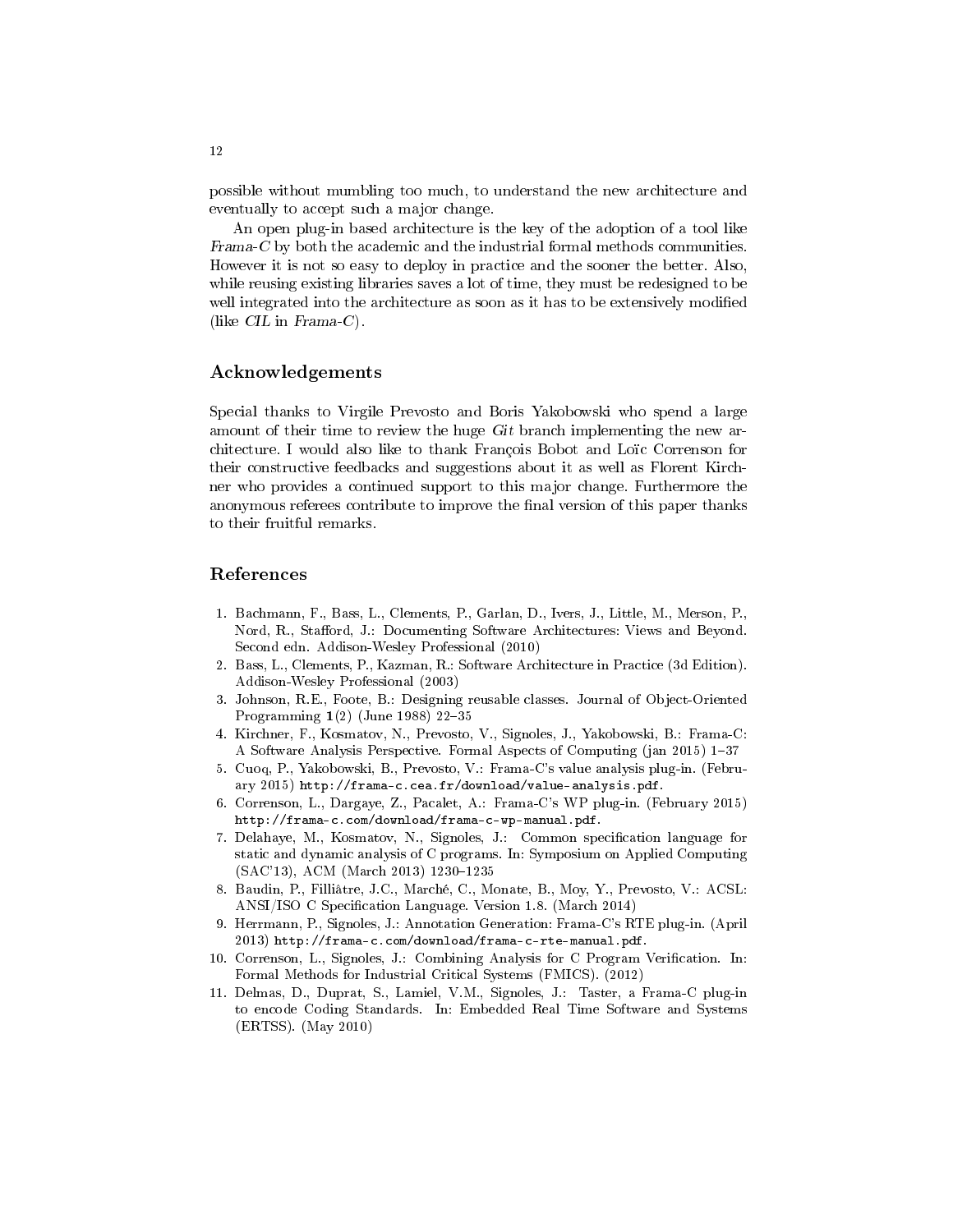possible without mumbling too much, to understand the new architecture and eventually to accept such a major change.

An open plug-in based architecture is the key of the adoption of a tool like *Frama-C* by both the academic and the industrial formal methods communities. However it is not so easy to deploy in practice and the sooner the better. Also, while reusing existing libraries saves a lot of time, they must be redesigned to be well integrated into the architecture as soon as it has to be extensively modified (like *CIL* in *Frama-C*).

## Acknowledgements

Special thanks to Virgile Prevosto and Boris Yakobowski who spend a large amount of their time to review the huge *Git* branch implementing the new architecture. I would also like to thank François Bobot and Loïc Correnson for their constructive feedbacks and suggestions about it as well as Florent Kirchner who provides a continued support to this major change. Furthermore the anonymous referees contribute to improve the final version of this paper thanks to their fruitful remarks.

## References

1. Bachmann, F., Bass, L., Clements, P., Garlan, D., Ivers, J., Little, M., Merson, P., Nord, R., Stafford, J.: Documenting Software Architectures: Views and Beyond. Second edn. Addison-Wesley Professional (2010)
2. Bass, L., Clements, P., Kazman, R.: Software Architecture in Practice (3d Edition). Addison-Wesley Professional (2003)
3. Johnson, R.E., Foote, B.: Designing reusable classes. Journal of Object-Oriented Programming **1**(2) (June 1988) 22–35
4. Kirchner, F., Kosmatov, N., Prevosto, V., Signoles, J., Yakobowski, B.: Frama-C: A Software Analysis Perspective. Formal Aspects of Computing (jan 2015) 1–37
5. Cuoq, P., Yakobowski, B., Prevosto, V.: Frama-C's value analysis plug-in. (February 2015) `http://frama-c.cea.fr/download/value-analysis.pdf`.
6. Correnson, L., Dargaye, Z., Pacalet, A.: Frama-C's WP plug-in. (February 2015) `http://frama-c.com/download/frama-c-wp-manual.pdf`.
7. Delahaye, M., Kosmatov, N., Signoles, J.: Common specification language for static and dynamic analysis of C programs. In: Symposium on Applied Computing (SAC'13), ACM (March 2013) 1230–1235
8. Baudin, P., Filliâtre, J.C., Marché, C., Monate, B., Moy, Y., Prevosto, V.: ACSL: ANSI/ISO C Specification Language. Version 1.8. (March 2014)
9. Herrmann, P., Signoles, J.: Annotation Generation: Frama-C's RTE plug-in. (April 2013) `http://frama-c.com/download/frama-c-rte-manual.pdf`.
10. Correnson, L., Signoles, J.: Combining Analysis for C Program Verification. In: Formal Methods for Industrial Critical Systems (FMICS). (2012)
11. Delmas, D., Duprat, S., Lamiel, V.M., Signoles, J.: Taster, a Frama-C plug-in to encode Coding Standards. In: Embedded Real Time Software and Systems (ERTSS). (May 2010)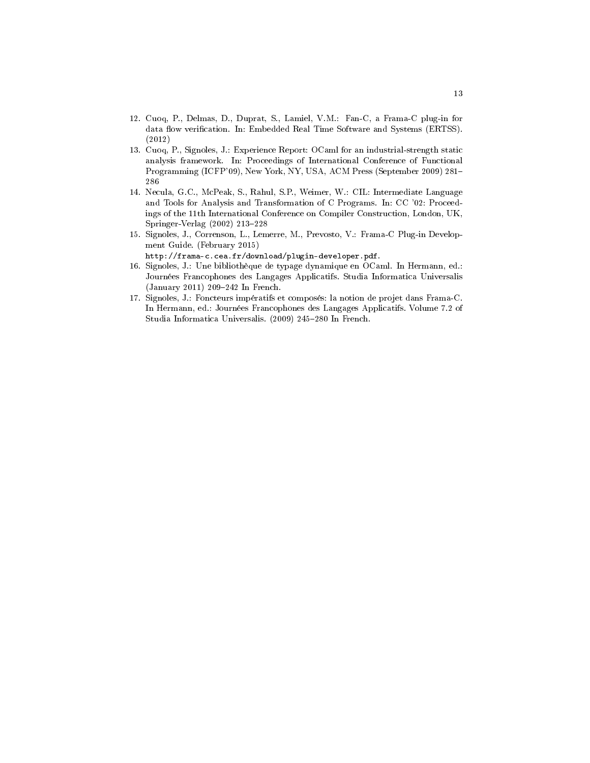12. Cuoq, P., Delmas, D., Duprat, S., Lamiel, V.M.: Fan-C, a Frama-C plug-in for data flow verification. In: Embedded Real Time Software and Systems (ERTSS). (2012)
13. Cuoq, P., Signoles, J.: Experience Report: OCaml for an industrial-strength static analysis framework. In: Proceedings of International Conference of Functional Programming (ICFP'09), New York, NY, USA, ACM Press (September 2009) 281–286
14. Necula, G.C., McPeak, S., Rahul, S.P., Weimer, W.: CIL: Intermediate Language and Tools for Analysis and Transformation of C Programs. In: CC '02: Proceedings of the 11th International Conference on Compiler Construction, London, UK, Springer-Verlag (2002) 213–228
15. Signoles, J., Correnson, L., Lemerre, M., Prevosto, V.: Frama-C Plug-in Development Guide. (February 2015)
`http://frama-c.cea.fr/download/plugin-developer.pdf`.
16. Signoles, J.: Une bibliothèque de typage dynamique en OCaml. In Hermann, ed.: Journées Francophones des Langages Applicatifs. Studia Informatica Universalis (January 2011) 209–242 In French.
17. Signoles, J.: Foncteurs impératifs et composés: la notion de projet dans Frama-C. In Hermann, ed.: Journées Francophones des Langages Applicatifs. Volume 7.2 of Studia Informatica Universalis. (2009) 245–280 In French.